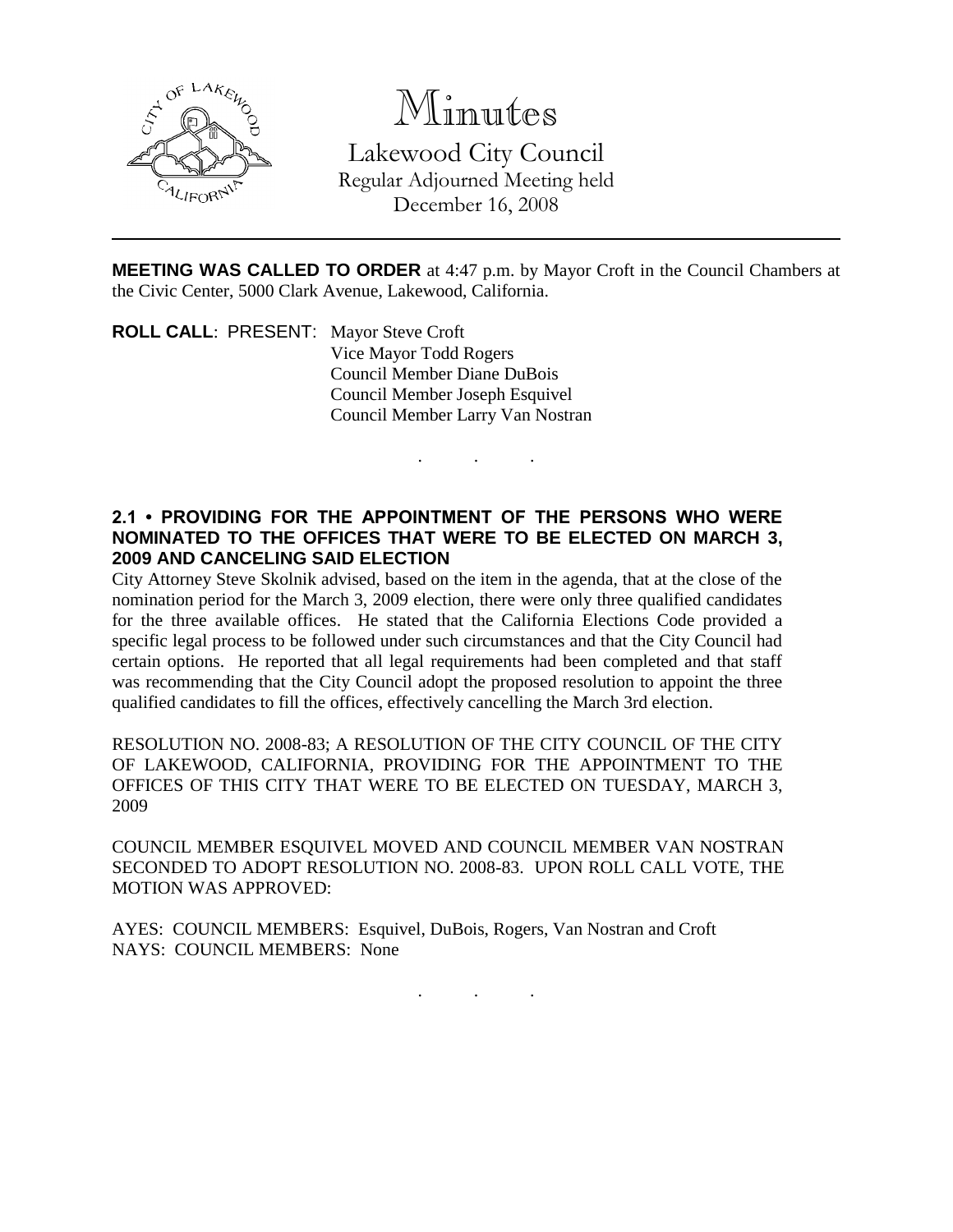# Minutes

Lakewood City Council
Regular Adjourned Meeting held
December 16, 2008

---

**MEETING WAS CALLED TO ORDER** at 4:47 p.m. by Mayor Croft in the Council Chambers at the Civic Center, 5000 Clark Avenue, Lakewood, California.

**ROLL CALL**: PRESENT: Mayor Steve Croft
Vice Mayor Todd Rogers
Council Member Diane DuBois
Council Member Joseph Esquivel
Council Member Larry Van Nostran

. . .

**2.1 • PROVIDING FOR THE APPOINTMENT OF THE PERSONS WHO WERE NOMINATED TO THE OFFICES THAT WERE TO BE ELECTED ON MARCH 3, 2009 AND CANCELING SAID ELECTION**

City Attorney Steve Skolnik advised, based on the item in the agenda, that at the close of the nomination period for the March 3, 2009 election, there were only three qualified candidates for the three available offices. He stated that the California Elections Code provided a specific legal process to be followed under such circumstances and that the City Council had certain options. He reported that all legal requirements had been completed and that staff was recommending that the City Council adopt the proposed resolution to appoint the three qualified candidates to fill the offices, effectively cancelling the March 3rd election.

RESOLUTION NO. 2008-83; A RESOLUTION OF THE CITY COUNCIL OF THE CITY OF LAKEWOOD, CALIFORNIA, PROVIDING FOR THE APPOINTMENT TO THE OFFICES OF THIS CITY THAT WERE TO BE ELECTED ON TUESDAY, MARCH 3, 2009

COUNCIL MEMBER ESQUIVEL MOVED AND COUNCIL MEMBER VAN NOSTRAN SECONDED TO ADOPT RESOLUTION NO. 2008-83. UPON ROLL CALL VOTE, THE MOTION WAS APPROVED:

AYES: COUNCIL MEMBERS: Esquivel, DuBois, Rogers, Van Nostran and Croft
NAYS: COUNCIL MEMBERS: None

. . .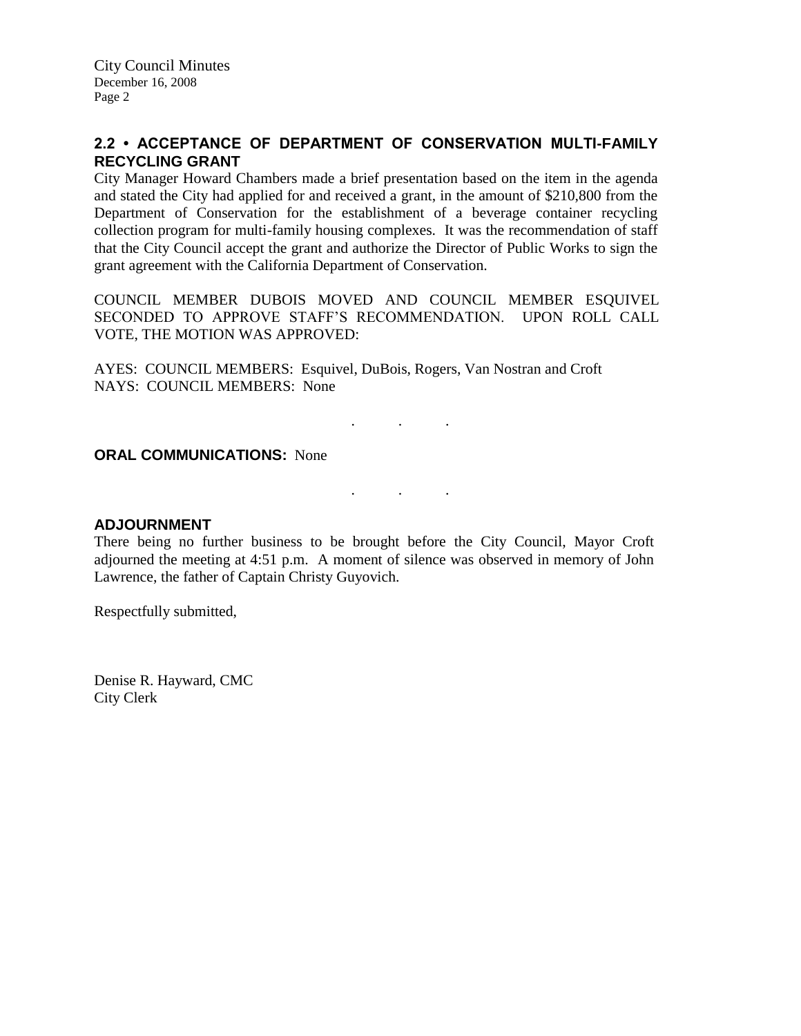## 2.2 • ACCEPTANCE OF DEPARTMENT OF CONSERVATION MULTI-FAMILY RECYCLING GRANT

City Manager Howard Chambers made a brief presentation based on the item in the agenda and stated the City had applied for and received a grant, in the amount of $210,800 from the Department of Conservation for the establishment of a beverage container recycling collection program for multi-family housing complexes. It was the recommendation of staff that the City Council accept the grant and authorize the Director of Public Works to sign the grant agreement with the California Department of Conservation.

COUNCIL MEMBER DUBOIS MOVED AND COUNCIL MEMBER ESQUIVEL SECONDED TO APPROVE STAFF'S RECOMMENDATION. UPON ROLL CALL VOTE, THE MOTION WAS APPROVED:

AYES: COUNCIL MEMBERS: Esquivel, DuBois, Rogers, Van Nostran and Croft
NAYS: COUNCIL MEMBERS: None

. . .

**ORAL COMMUNICATIONS:** None

. . .

## ADJOURNMENT

There being no further business to be brought before the City Council, Mayor Croft adjourned the meeting at 4:51 p.m. A moment of silence was observed in memory of John Lawrence, the father of Captain Christy Guyovich.

Respectfully submitted,

Denise R. Hayward, CMC
City Clerk